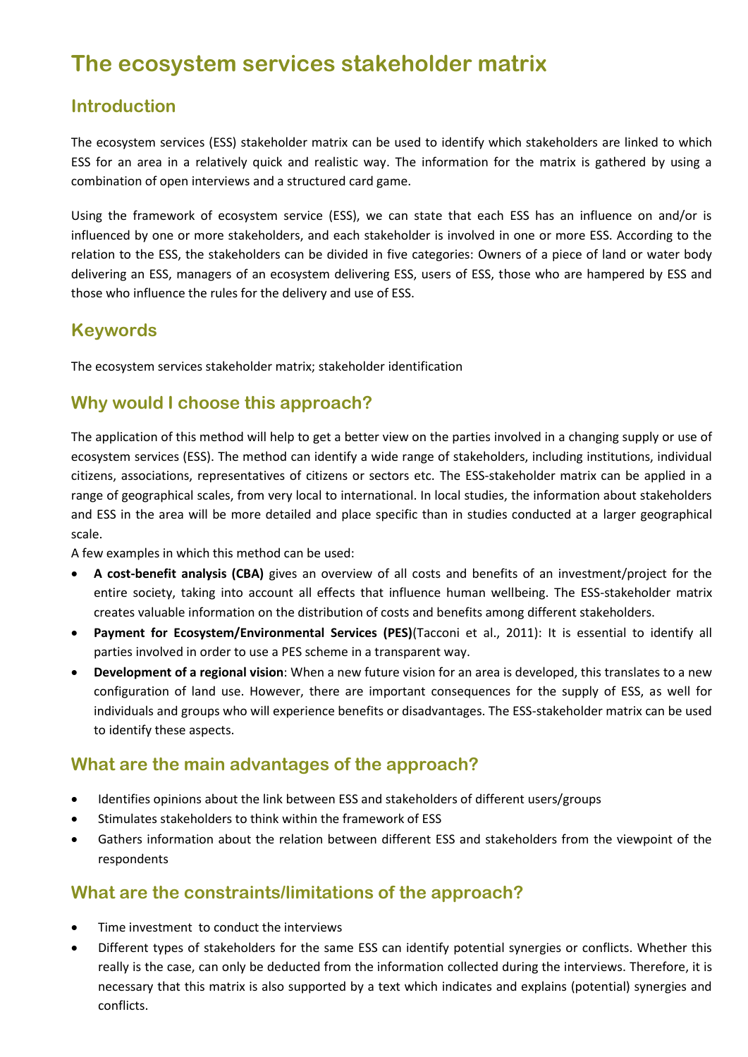# The ecosystem services stakeholder matrix

## Introduction

The ecosystem services (ESS) stakeholder matrix can be used to identify which stakeholders are linked to which ESS for an area in a relatively quick and realistic way. The information for the matrix is gathered by using a combination of open interviews and a structured card game.

Using the framework of ecosystem service (ESS), we can state that each ESS has an influence on and/or is influenced by one or more stakeholders, and each stakeholder is involved in one or more ESS. According to the relation to the ESS, the stakeholders can be divided in five categories: Owners of a piece of land or water body delivering an ESS, managers of an ecosystem delivering ESS, users of ESS, those who are hampered by ESS and those who influence the rules for the delivery and use of ESS.

## Keywords

The ecosystem services stakeholder matrix; stakeholder identification

## Why would I choose this approach?

The application of this method will help to get a better view on the parties involved in a changing supply or use of ecosystem services (ESS). The method can identify a wide range of stakeholders, including institutions, individual citizens, associations, representatives of citizens or sectors etc. The ESS-stakeholder matrix can be applied in a range of geographical scales, from very local to international. In local studies, the information about stakeholders and ESS in the area will be more detailed and place specific than in studies conducted at a larger geographical scale.

A few examples in which this method can be used:

- **A cost-benefit analysis (CBA)** gives an overview of all costs and benefits of an investment/project for the entire society, taking into account all effects that influence human wellbeing. The ESS-stakeholder matrix creates valuable information on the distribution of costs and benefits among different stakeholders.
- **Payment for Ecosystem/Environmental Services (PES)**(Tacconi et al., 2011): It is essential to identify all parties involved in order to use a PES scheme in a transparent way.
- **Development of a regional vision**: When a new future vision for an area is developed, this translates to a new configuration of land use. However, there are important consequences for the supply of ESS, as well for individuals and groups who will experience benefits or disadvantages. The ESS-stakeholder matrix can be used to identify these aspects.

## What are the main advantages of the approach?

- Identifies opinions about the link between ESS and stakeholders of different users/groups
- Stimulates stakeholders to think within the framework of ESS
- Gathers information about the relation between different ESS and stakeholders from the viewpoint of the respondents

## What are the constraints/limitations of the approach?

- Time investment to conduct the interviews
- Different types of stakeholders for the same ESS can identify potential synergies or conflicts. Whether this really is the case, can only be deducted from the information collected during the interviews. Therefore, it is necessary that this matrix is also supported by a text which indicates and explains (potential) synergies and conflicts.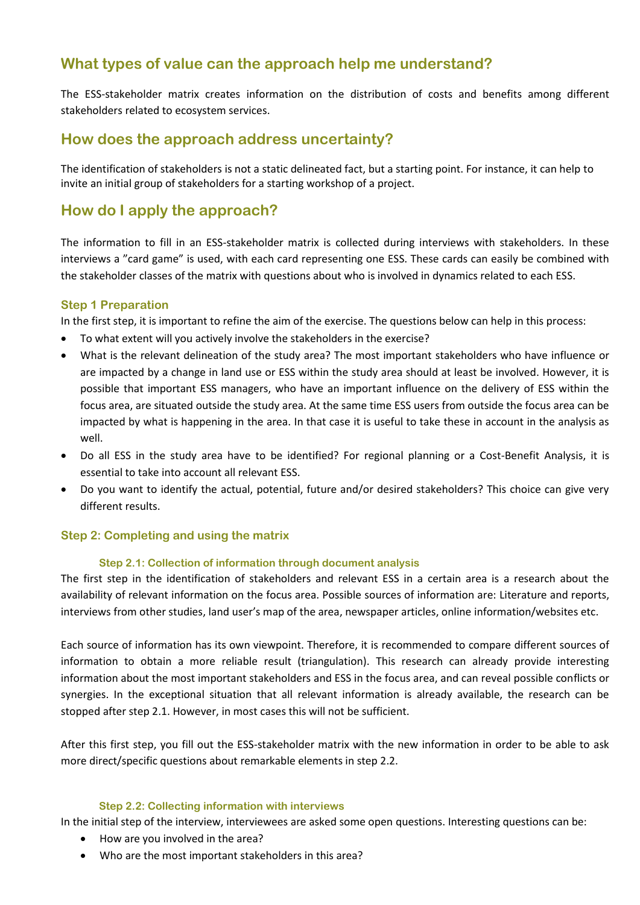## What types of value can the approach help me understand?

The ESS-stakeholder matrix creates information on the distribution of costs and benefits among different stakeholders related to ecosystem services.

## How does the approach address uncertainty?

The identification of stakeholders is not a static delineated fact, but a starting point. For instance, it can help to invite an initial group of stakeholders for a starting workshop of a project.

## How do I apply the approach?

The information to fill in an ESS-stakeholder matrix is collected during interviews with stakeholders. In these interviews a ”card game” is used, with each card representing one ESS. These cards can easily be combined with the stakeholder classes of the matrix with questions about who is involved in dynamics related to each ESS.

### Step 1 Preparation

In the first step, it is important to refine the aim of the exercise. The questions below can help in this process:

- To what extent will you actively involve the stakeholders in the exercise?
- What is the relevant delineation of the study area? The most important stakeholders who have influence or are impacted by a change in land use or ESS within the study area should at least be involved. However, it is possible that important ESS managers, who have an important influence on the delivery of ESS within the focus area, are situated outside the study area. At the same time ESS users from outside the focus area can be impacted by what is happening in the area. In that case it is useful to take these in account in the analysis as well.
- Do all ESS in the study area have to be identified? For regional planning or a Cost-Benefit Analysis, it is essential to take into account all relevant ESS.
- Do you want to identify the actual, potential, future and/or desired stakeholders? This choice can give very different results.

### Step 2: Completing and using the matrix

#### Step 2.1: Collection of information through document analysis

The first step in the identification of stakeholders and relevant ESS in a certain area is a research about the availability of relevant information on the focus area. Possible sources of information are: Literature and reports, interviews from other studies, land user’s map of the area, newspaper articles, online information/websites etc.

Each source of information has its own viewpoint. Therefore, it is recommended to compare different sources of information to obtain a more reliable result (triangulation). This research can already provide interesting information about the most important stakeholders and ESS in the focus area, and can reveal possible conflicts or synergies. In the exceptional situation that all relevant information is already available, the research can be stopped after step 2.1. However, in most cases this will not be sufficient.

After this first step, you fill out the ESS-stakeholder matrix with the new information in order to be able to ask more direct/specific questions about remarkable elements in step 2.2.

#### Step 2.2: Collecting information with interviews

In the initial step of the interview, interviewees are asked some open questions. Interesting questions can be:

- How are you involved in the area?
- Who are the most important stakeholders in this area?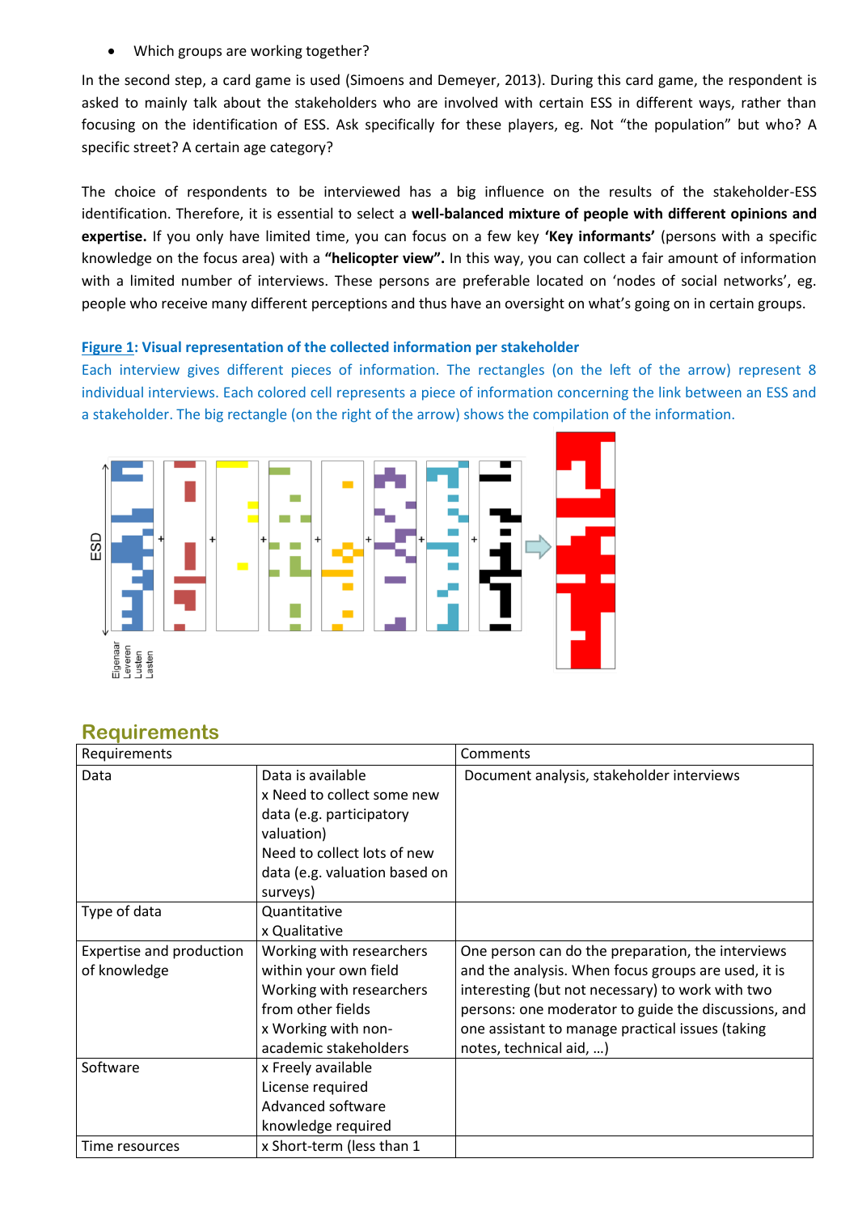- Which groups are working together?

In the second step, a card game is used (Simoens and Demeyer, 2013). During this card game, the respondent is asked to mainly talk about the stakeholders who are involved with certain ESS in different ways, rather than focusing on the identification of ESS. Ask specifically for these players, eg. Not "the population" but who? A specific street? A certain age category?

The choice of respondents to be interviewed has a big influence on the results of the stakeholder-ESS identification. Therefore, it is essential to select a **well-balanced mixture of people with different opinions and expertise.** If you only have limited time, you can focus on a few key **'Key informants'** (persons with a specific knowledge on the focus area) with a **"helicopter view".** In this way, you can collect a fair amount of information with a limited number of interviews. These persons are preferable located on 'nodes of social networks', eg. people who receive many different perceptions and thus have an oversight on what's going on in certain groups.

**Figure 1: Visual representation of the collected information per stakeholder**

Each interview gives different pieces of information. The rectangles (on the left of the arrow) represent 8 individual interviews. Each colored cell represents a piece of information concerning the link between an ESS and a stakeholder. The big rectangle (on the right of the arrow) shows the compilation of the information.

## Requirements

| Requirements | | Comments |
|---|---|---|
| Data | Data is available<br>x Need to collect some new data (e.g. participatory valuation)<br>Need to collect lots of new data (e.g. valuation based on surveys) | Document analysis, stakeholder interviews |
| Type of data | Quantitative<br>x Qualitative | |
| Expertise and production of knowledge | Working with researchers within your own field<br>Working with researchers from other fields<br>x Working with non-academic stakeholders | One person can do the preparation, the interviews and the analysis. When focus groups are used, it is interesting (but not necessary) to work with two persons: one moderator to guide the discussions, and one assistant to manage practical issues (taking notes, technical aid, …) |
| Software | x Freely available<br>License required<br>Advanced software knowledge required | |
| Time resources | x Short-term (less than 1 | |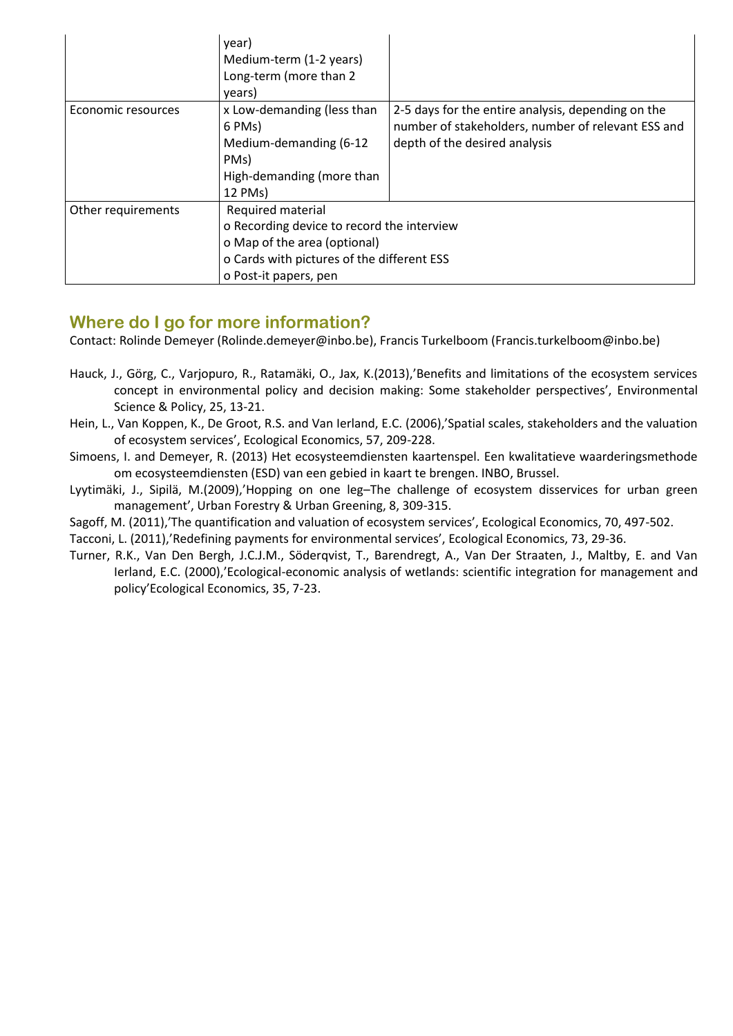| | | |
|---|---|---|
| | year)<br>Medium-term (1-2 years)<br>Long-term (more than 2 years) | |
| Economic resources | x Low-demanding (less than 6 PMs)<br>Medium-demanding (6-12 PMs)<br>High-demanding (more than 12 PMs) | 2-5 days for the entire analysis, depending on the number of stakeholders, number of relevant ESS and depth of the desired analysis |
| Other requirements | Required material<br>o Recording device to record the interview<br>o Map of the area (optional)<br>o Cards with pictures of the different ESS<br>o Post-it papers, pen | |

## Where do I go for more information?

Contact: Rolinde Demeyer (Rolinde.demeyer@inbo.be), Francis Turkelboom (Francis.turkelboom@inbo.be)

Hauck, J., Görg, C., Varjopuro, R., Ratamäki, O., Jax, K.(2013),'Benefits and limitations of the ecosystem services concept in environmental policy and decision making: Some stakeholder perspectives', Environmental Science & Policy, 25, 13-21.

Hein, L., Van Koppen, K., De Groot, R.S. and Van Ierland, E.C. (2006),'Spatial scales, stakeholders and the valuation of ecosystem services', Ecological Economics, 57, 209-228.

Simoens, I. and Demeyer, R. (2013) Het ecosysteemdiensten kaartenspel. Een kwalitatieve waarderingsmethode om ecosysteemdiensten (ESD) van een gebied in kaart te brengen. INBO, Brussel.

Lyytimäki, J., Sipilä, M.(2009),'Hopping on one leg–The challenge of ecosystem disservices for urban green management', Urban Forestry & Urban Greening, 8, 309-315.

Sagoff, M. (2011),'The quantification and valuation of ecosystem services', Ecological Economics, 70, 497-502.

Tacconi, L. (2011),'Redefining payments for environmental services', Ecological Economics, 73, 29-36.

Turner, R.K., Van Den Bergh, J.C.J.M., Söderqvist, T., Barendregt, A., Van Der Straaten, J., Maltby, E. and Van Ierland, E.C. (2000),'Ecological-economic analysis of wetlands: scientific integration for management and policy'Ecological Economics, 35, 7-23.